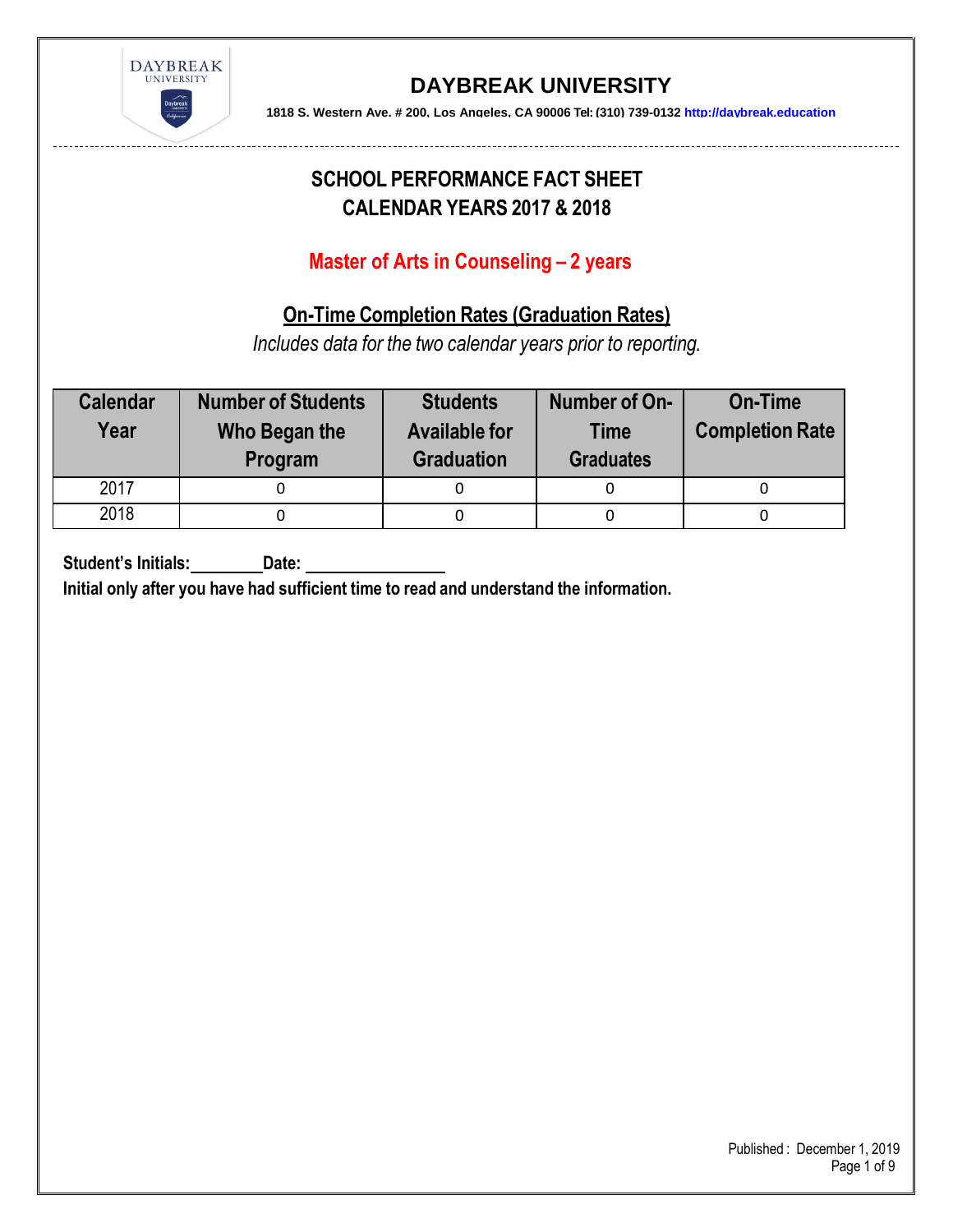# DAYBREAK UNIVERSITY

**1818 S. Western Ave. # 200, Los Angeles, CA 90006 Tel: (310) 739-0132 http://daybreak.education**

## SCHOOL PERFORMANCE FACT SHEET
## CALENDAR YEARS 2017 & 2018

### Master of Arts in Counseling – 2 years

### On-Time Completion Rates (Graduation Rates)

*Includes data for the two calendar years prior to reporting.*

| Calendar Year | Number of Students Who Began the Program | Students Available for Graduation | Number of On-Time Graduates | On-Time Completion Rate |
|---|---|---|---|---|
| 2017 | 0 | 0 | 0 | 0 |
| 2018 | 0 | 0 | 0 | 0 |

**Student's Initials:________Date: ________________**

**Initial only after you have had sufficient time to read and understand the information.**

Published : December 1, 2019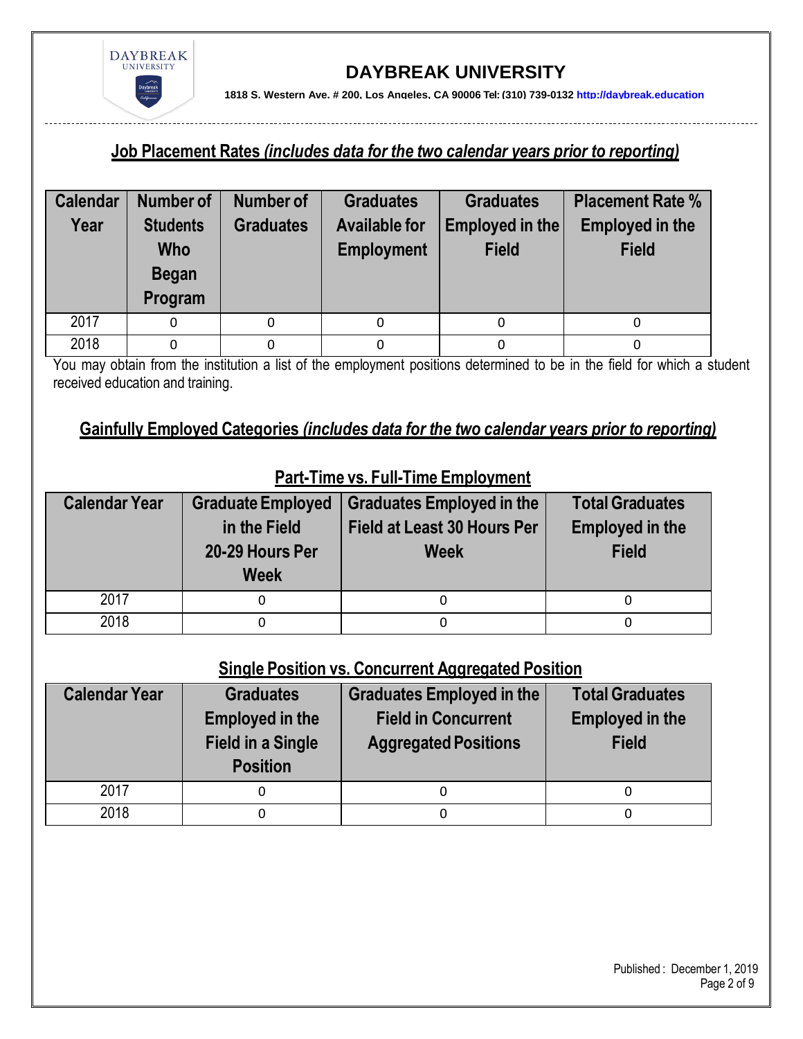## Job Placement Rates *(includes data for the two calendar years prior to reporting)*

| Calendar Year | Number of Students Who Began Program | Number of Graduates | Graduates Available for Employment | Graduates Employed in the Field | Placement Rate % Employed in the Field |
|---|---|---|---|---|---|
| 2017 | 0 | 0 | 0 | 0 | 0 |
| 2018 | 0 | 0 | 0 | 0 | 0 |

You may obtain from the institution a list of the employment positions determined to be in the field for which a student received education and training.

## Gainfully Employed Categories *(includes data for the two calendar years prior to reporting)*

### Part-Time vs. Full-Time Employment

| Calendar Year | Graduate Employed in the Field 20-29 Hours Per Week | Graduates Employed in the Field at Least 30 Hours Per Week | Total Graduates Employed in the Field |
|---|---|---|---|
| 2017 | 0 | 0 | 0 |
| 2018 | 0 | 0 | 0 |

### Single Position vs. Concurrent Aggregated Position

| Calendar Year | Graduates Employed in the Field in a Single Position | Graduates Employed in the Field in Concurrent Aggregated Positions | Total Graduates Employed in the Field |
|---|---|---|---|
| 2017 | 0 | 0 | 0 |
| 2018 | 0 | 0 | 0 |

Published : December 1, 2019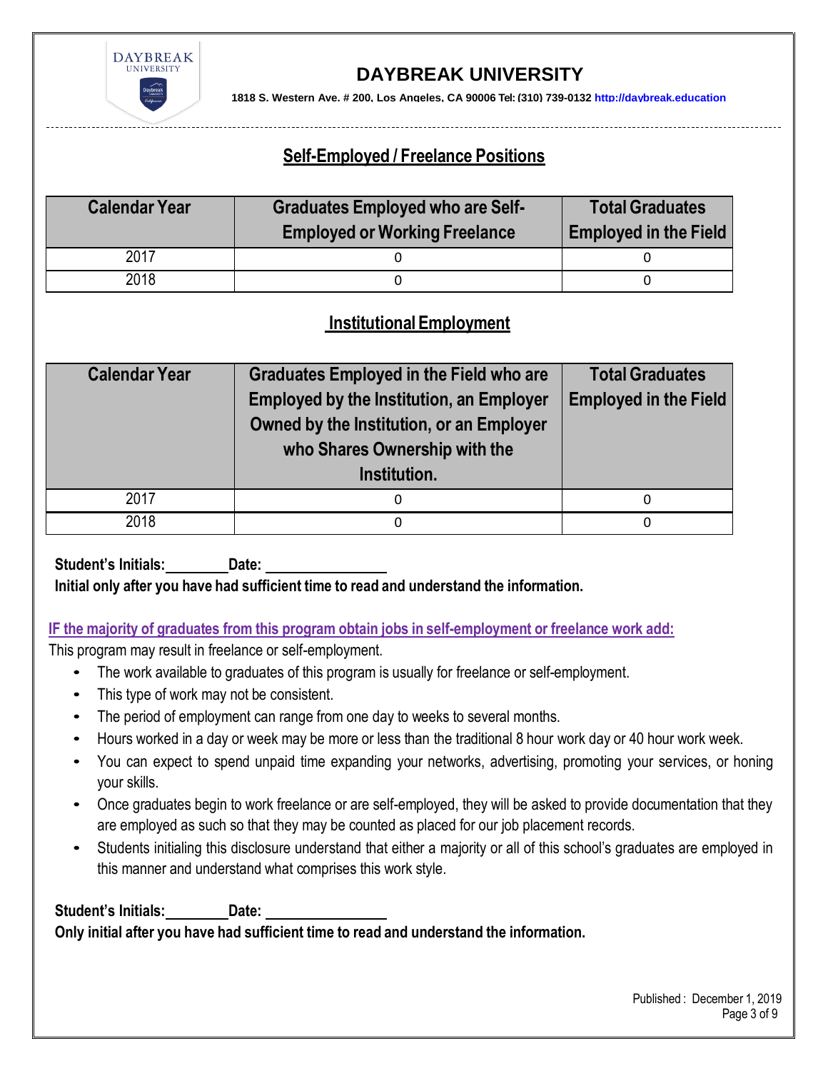## Self-Employed / Freelance Positions

| Calendar Year | Graduates Employed who are Self-Employed or Working Freelance | Total Graduates Employed in the Field |
|---|---|---|
| 2017 | 0 | 0 |
| 2018 | 0 | 0 |

## Institutional Employment

| Calendar Year | Graduates Employed in the Field who are Employed by the Institution, an Employer Owned by the Institution, or an Employer who Shares Ownership with the Institution. | Total Graduates Employed in the Field |
|---|---|---|
| 2017 | 0 | 0 |
| 2018 | 0 | 0 |

**Student's Initials:** ________ **Date:** ________________

**Initial only after you have had sufficient time to read and understand the information.**

**IF the majority of graduates from this program obtain jobs in self-employment or freelance work add:**

This program may result in freelance or self-employment.

- The work available to graduates of this program is usually for freelance or self-employment.
- This type of work may not be consistent.
- The period of employment can range from one day to weeks to several months.
- Hours worked in a day or week may be more or less than the traditional 8 hour work day or 40 hour work week.
- You can expect to spend unpaid time expanding your networks, advertising, promoting your services, or honing your skills.
- Once graduates begin to work freelance or are self-employed, they will be asked to provide documentation that they are employed as such so that they may be counted as placed for our job placement records.
- Students initialing this disclosure understand that either a majority or all of this school's graduates are employed in this manner and understand what comprises this work style.

**Student's Initials:** ________ **Date:** ________________

**Only initial after you have had sufficient time to read and understand the information.**

Published : December 1, 2019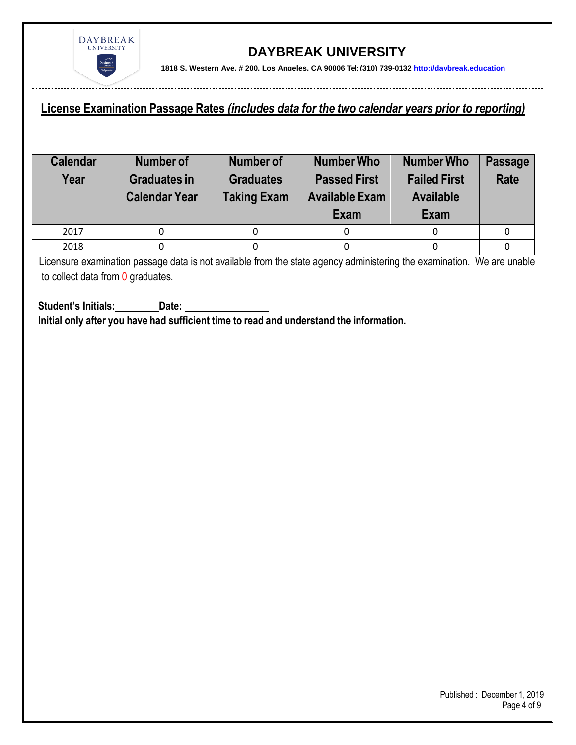# DAYBREAK UNIVERSITY

**1818 S. Western Ave. # 200, Los Angeles, CA 90006 Tel: (310) 739-0132 http://daybreak.education**

## License Examination Passage Rates *(includes data for the two calendar years prior to reporting)*

| Calendar Year | Number of Graduates in Calendar Year | Number of Graduates Taking Exam | Number Who Passed First Available Exam | Number Who Failed First Available Exam | Passage Rate |
|---|---|---|---|---|---|
| 2017 | 0 | 0 | 0 | 0 | 0 |
| 2018 | 0 | 0 | 0 | 0 | 0 |

Licensure examination passage data is not available from the state agency administering the examination. We are unable to collect data from 0 graduates.

**Student's Initials:\_\_\_\_\_\_\_\_ Date: \_\_\_\_\_\_\_\_\_\_\_\_\_\_\_\_**

**Initial only after you have had sufficient time to read and understand the information.**

Published : December 1, 2019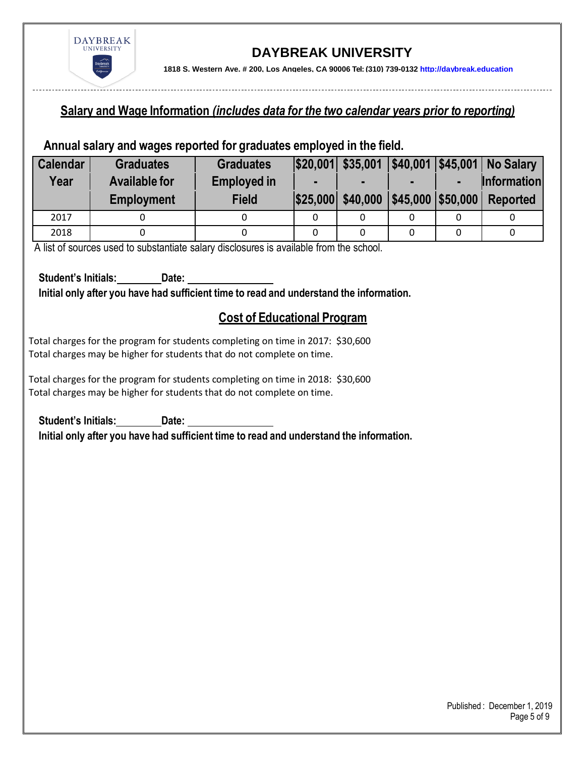## Salary and Wage Information *(includes data for the two calendar years prior to reporting)*

### Annual salary and wages reported for graduates employed in the field.

| Calendar Year | Graduates Available for Employment | Graduates Employed in Field | $20,001 - $25,000 | $35,001 - $40,000 | $40,001 - $45,000 | $45,001 - $50,000 | No Salary Information Reported |
|---|---|---|---|---|---|---|---|
| 2017 | 0 | 0 | 0 | 0 | 0 | 0 | 0 |
| 2018 | 0 | 0 | 0 | 0 | 0 | 0 | 0 |

A list of sources used to substantiate salary disclosures is available from the school.

**Student's Initials:________ Date: ________________**

**Initial only after you have had sufficient time to read and understand the information.**

## Cost of Educational Program

Total charges for the program for students completing on time in 2017: $30,600
Total charges may be higher for students that do not complete on time.

Total charges for the program for students completing on time in 2018: $30,600
Total charges may be higher for students that do not complete on time.

**Student's Initials:________ Date: ________________**

**Initial only after you have had sufficient time to read and understand the information.**

Published : December 1, 2019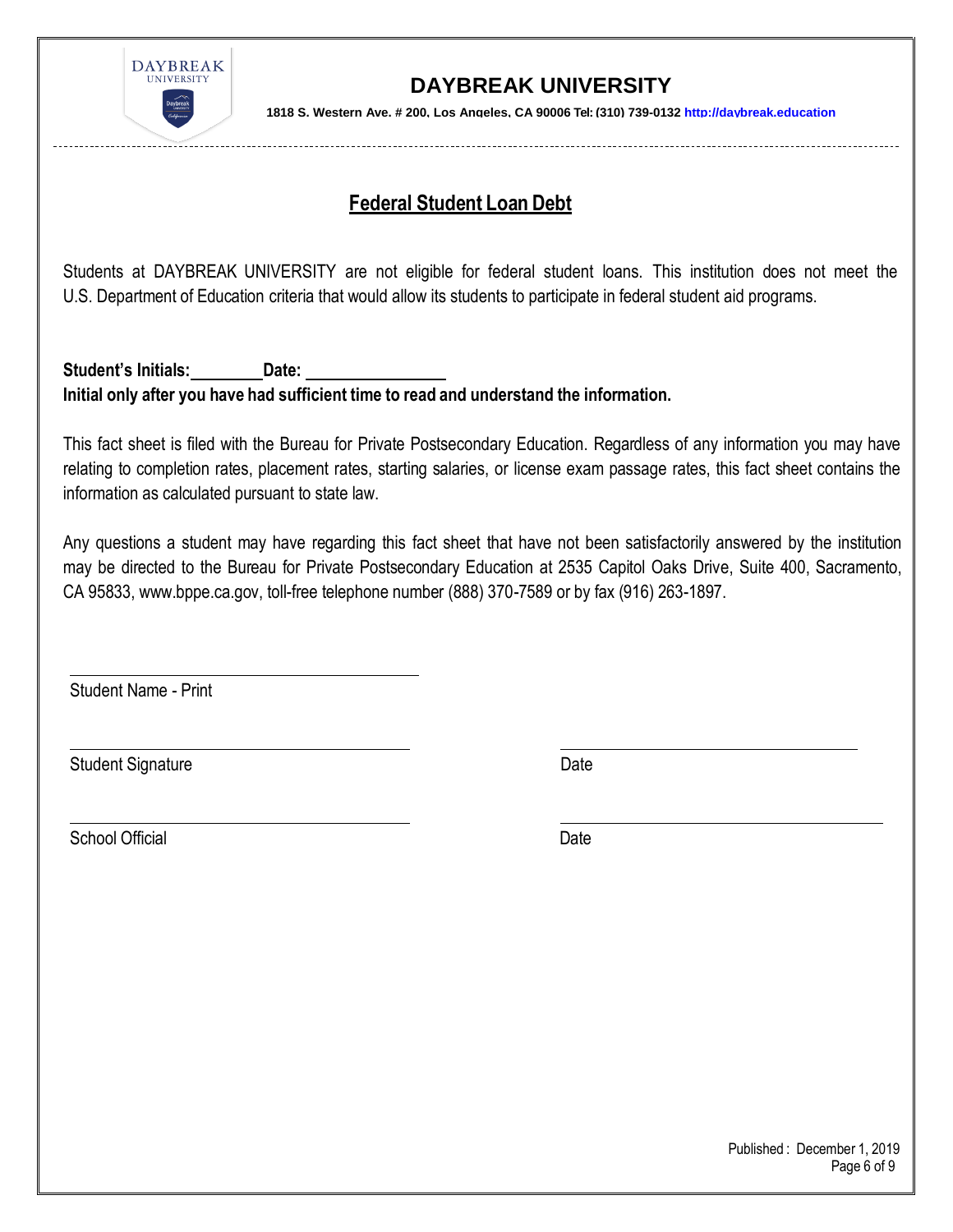# DAYBREAK UNIVERSITY

**1818 S. Western Ave. # 200, Los Angeles, CA 90006 Tel: (310) 739-0132 http://daybreak.education**

## Federal Student Loan Debt

Students at DAYBREAK UNIVERSITY are not eligible for federal student loans. This institution does not meet the U.S. Department of Education criteria that would allow its students to participate in federal student aid programs.

**Student's Initials:________ Date: ________________**
**Initial only after you have had sufficient time to read and understand the information.**

This fact sheet is filed with the Bureau for Private Postsecondary Education. Regardless of any information you may have relating to completion rates, placement rates, starting salaries, or license exam passage rates, this fact sheet contains the information as calculated pursuant to state law.

Any questions a student may have regarding this fact sheet that have not been satisfactorily answered by the institution may be directed to the Bureau for Private Postsecondary Education at 2535 Capitol Oaks Drive, Suite 400, Sacramento, CA 95833, www.bppe.ca.gov, toll-free telephone number (888) 370-7589 or by fax (916) 263-1897.

________________________________
Student Name - Print

________________________________          ________________________________
Student Signature          Date

________________________________          ________________________________
School Official          Date

Published: December 1, 2019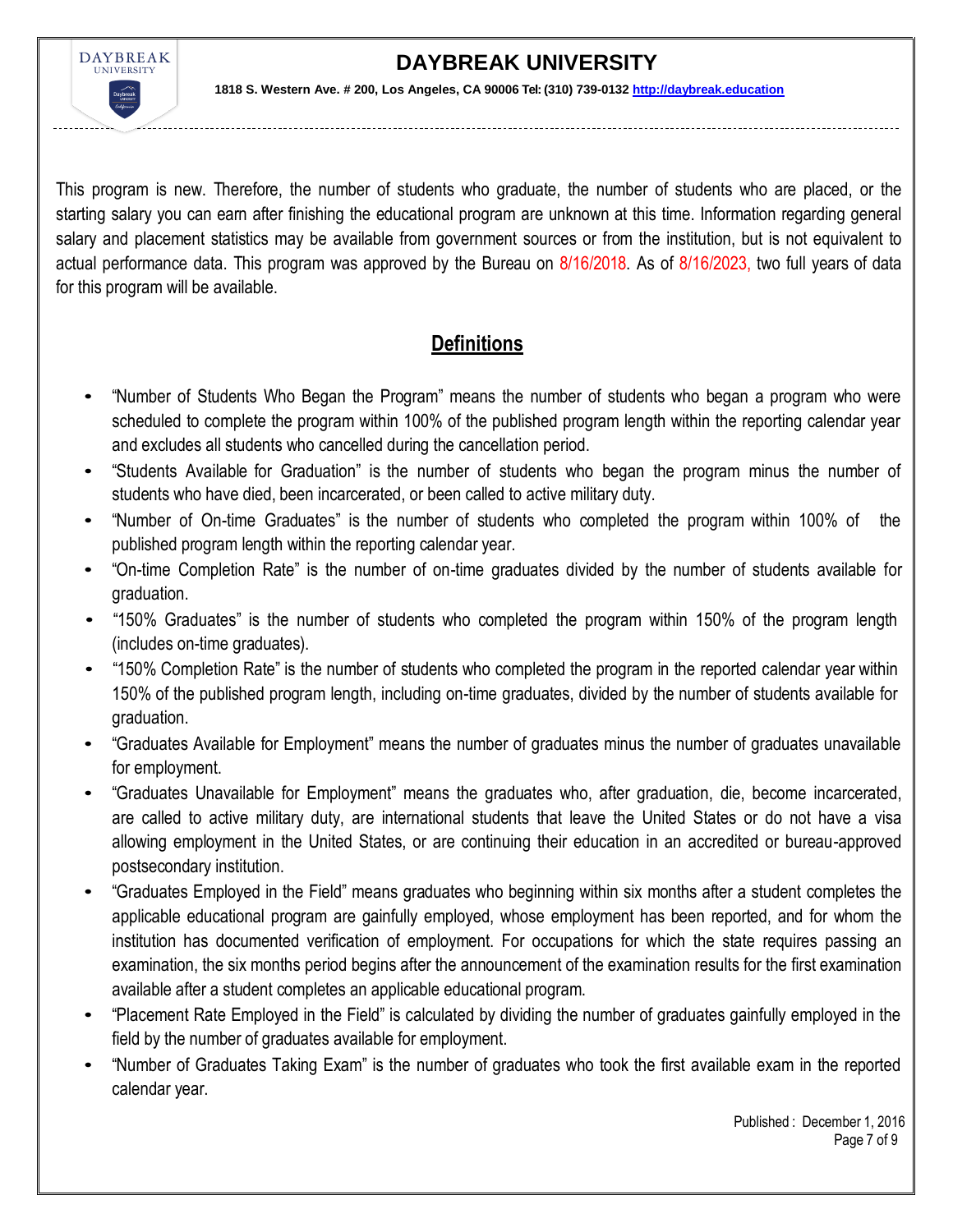This program is new. Therefore, the number of students who graduate, the number of students who are placed, or the starting salary you can earn after finishing the educational program are unknown at this time. Information regarding general salary and placement statistics may be available from government sources or from the institution, but is not equivalent to actual performance data. This program was approved by the Bureau on 8/16/2018. As of 8/16/2023, two full years of data for this program will be available.

## Definitions

- "Number of Students Who Began the Program" means the number of students who began a program who were scheduled to complete the program within 100% of the published program length within the reporting calendar year and excludes all students who cancelled during the cancellation period.
- "Students Available for Graduation" is the number of students who began the program minus the number of students who have died, been incarcerated, or been called to active military duty.
- "Number of On-time Graduates" is the number of students who completed the program within 100% of the published program length within the reporting calendar year.
- "On-time Completion Rate" is the number of on-time graduates divided by the number of students available for graduation.
- "150% Graduates" is the number of students who completed the program within 150% of the program length (includes on-time graduates).
- "150% Completion Rate" is the number of students who completed the program in the reported calendar year within 150% of the published program length, including on-time graduates, divided by the number of students available for graduation.
- "Graduates Available for Employment" means the number of graduates minus the number of graduates unavailable for employment.
- "Graduates Unavailable for Employment" means the graduates who, after graduation, die, become incarcerated, are called to active military duty, are international students that leave the United States or do not have a visa allowing employment in the United States, or are continuing their education in an accredited or bureau-approved postsecondary institution.
- "Graduates Employed in the Field" means graduates who beginning within six months after a student completes the applicable educational program are gainfully employed, whose employment has been reported, and for whom the institution has documented verification of employment. For occupations for which the state requires passing an examination, the six months period begins after the announcement of the examination results for the first examination available after a student completes an applicable educational program.
- "Placement Rate Employed in the Field" is calculated by dividing the number of graduates gainfully employed in the field by the number of graduates available for employment.
- "Number of Graduates Taking Exam" is the number of graduates who took the first available exam in the reported calendar year.

Published : December 1, 2016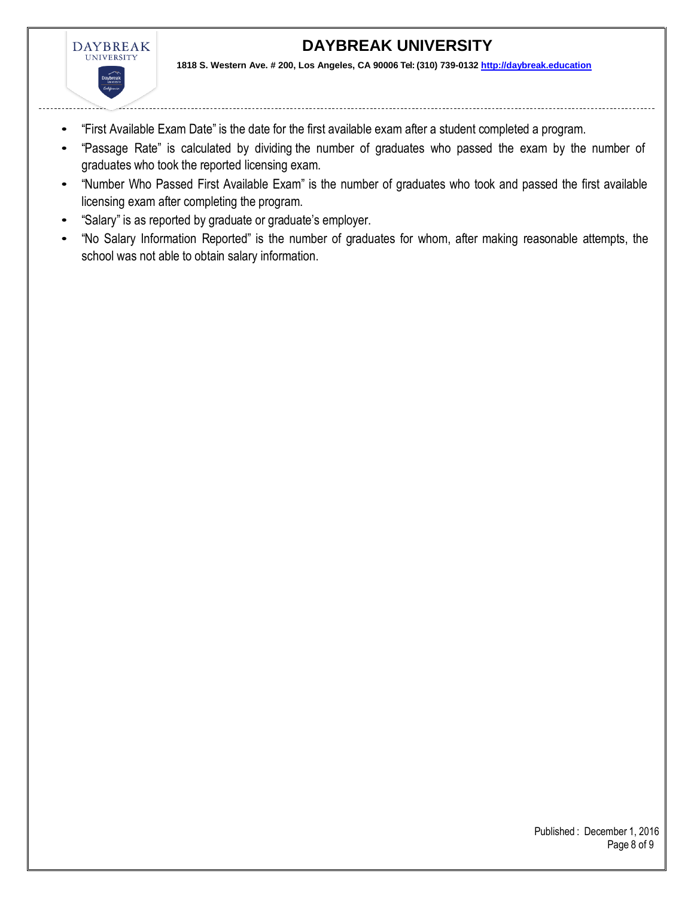- "First Available Exam Date" is the date for the first available exam after a student completed a program.
- "Passage Rate" is calculated by dividing the number of graduates who passed the exam by the number of graduates who took the reported licensing exam.
- "Number Who Passed First Available Exam" is the number of graduates who took and passed the first available licensing exam after completing the program.
- "Salary" is as reported by graduate or graduate's employer.
- "No Salary Information Reported" is the number of graduates for whom, after making reasonable attempts, the school was not able to obtain salary information.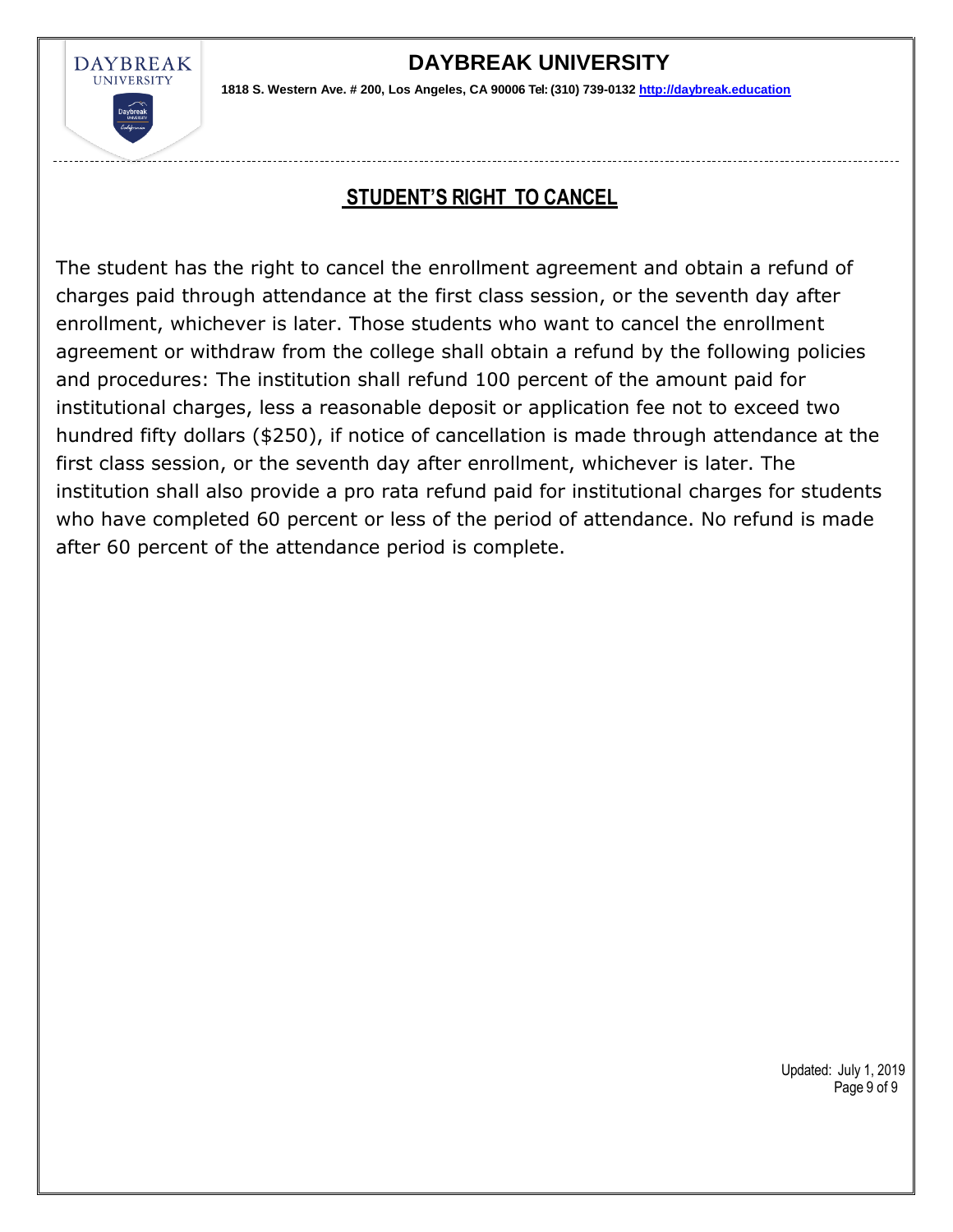## STUDENT'S RIGHT TO CANCEL

The student has the right to cancel the enrollment agreement and obtain a refund of charges paid through attendance at the first class session, or the seventh day after enrollment, whichever is later. Those students who want to cancel the enrollment agreement or withdraw from the college shall obtain a refund by the following policies and procedures: The institution shall refund 100 percent of the amount paid for institutional charges, less a reasonable deposit or application fee not to exceed two hundred fifty dollars ($250), if notice of cancellation is made through attendance at the first class session, or the seventh day after enrollment, whichever is later. The institution shall also provide a pro rata refund paid for institutional charges for students who have completed 60 percent or less of the period of attendance. No refund is made after 60 percent of the attendance period is complete.

Updated: July 1, 2019